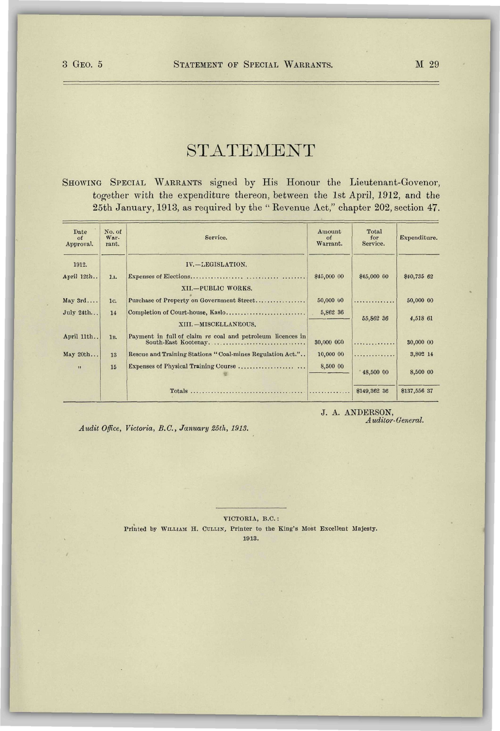# STATEMENT

SHOWING SPECIAL WARRANTS signed by His Honour the Lieutenant-Govenor, together with the expenditure thereon, between the 1st April, 1912, and the 25th January, 1913, as required by the "Revenue Act," chapter 202, section 47.

| Date of Approval. | No. of Warrant. | Service. | Amount of Warrant. | Total for Service. | Expenditure. |
|---|---|---|---|---|---|
| 1912. | | IV.—LEGISLATION. | | | |
| April 12th.. | 1A. | Expenses of Elections................. .......... ........ | $45,000 00 | $45,000 00 | $40,735 62 |
| | | XII.—PUBLIC WORKS. | | | |
| May 3rd.... | 1C. | Purchase of Property on Government Street................ | 50,000 00 | ............. | 50,000 00 |
| July 24th... | 14 | Completion of Court-house, Kaslo.......................... | 5,862 36 | 55,862 36 | 4,518 61 |
| | | XIII.—MISCELLANEOUS. | | | |
| April 11th.. | 1B. | Payment in full of claim *re* coal and petroleum licences in South-East Kootenay. ............................ | 30,000 000 | ............. | 30,000 00 |
| May 20th... | 13 | Rescue and Training Stations "Coal-mines Regulation Act.".. | 10,000 00 | ............. | 3,802 14 |
| " | 15 | Expenses of Physical Training Course .................... ... | 8,500 00 | 48,500 00 | 8,500 00 |
| | | Totals ...................................... | ............. | $149,362 36 | $137,556 37 |

J. A. ANDERSON,
*Auditor-General.*

*Audit Office, Victoria, B.C., January 25th, 1913.*

VICTORIA, B.C.:
Printed by WILLIAM H. CULLIN, Printer to the King's Most Excellent Majesty.
1913.